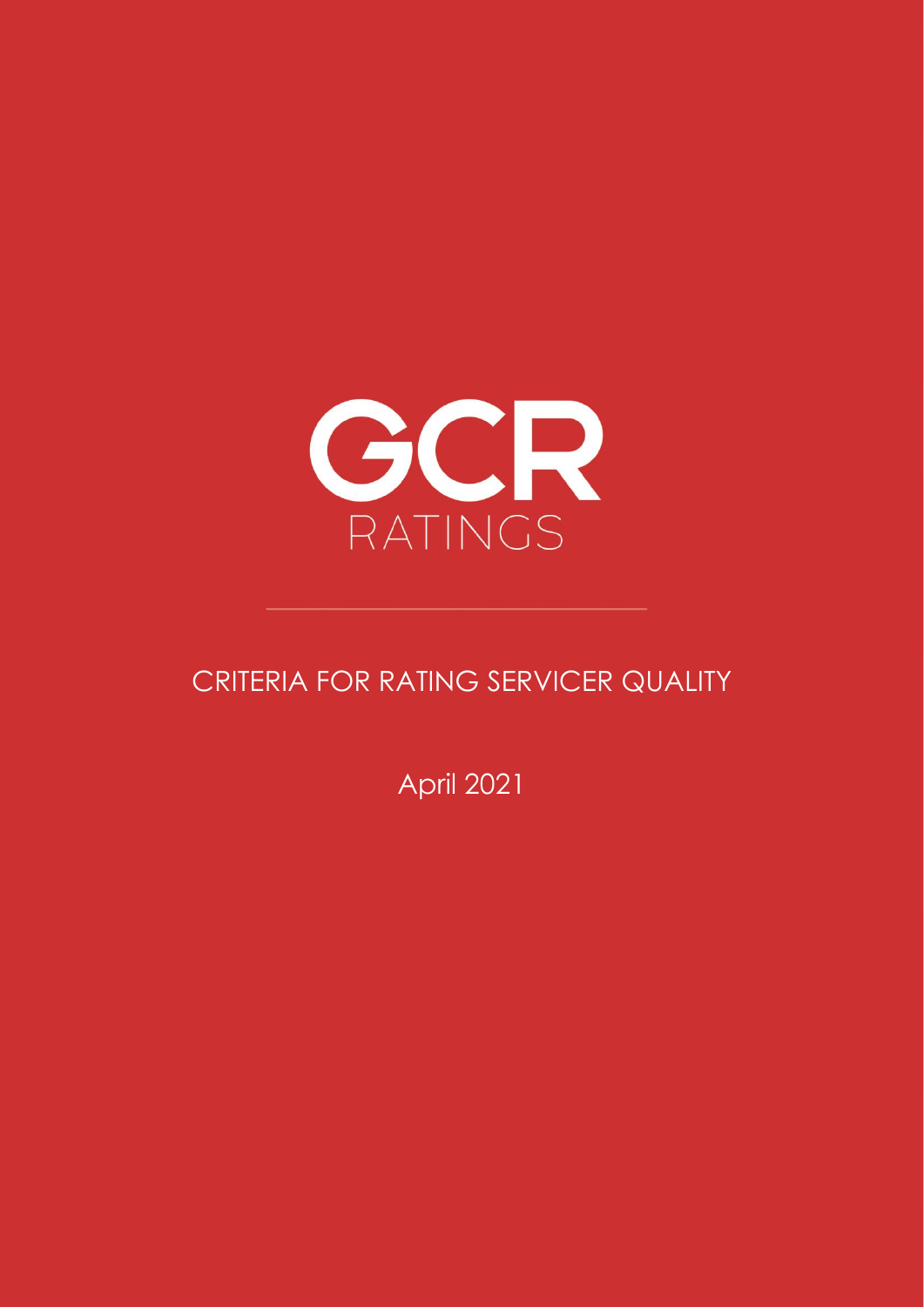GCR

RATINGS

# CRITERIA FOR RATING SERVICER QUALITY

April 2021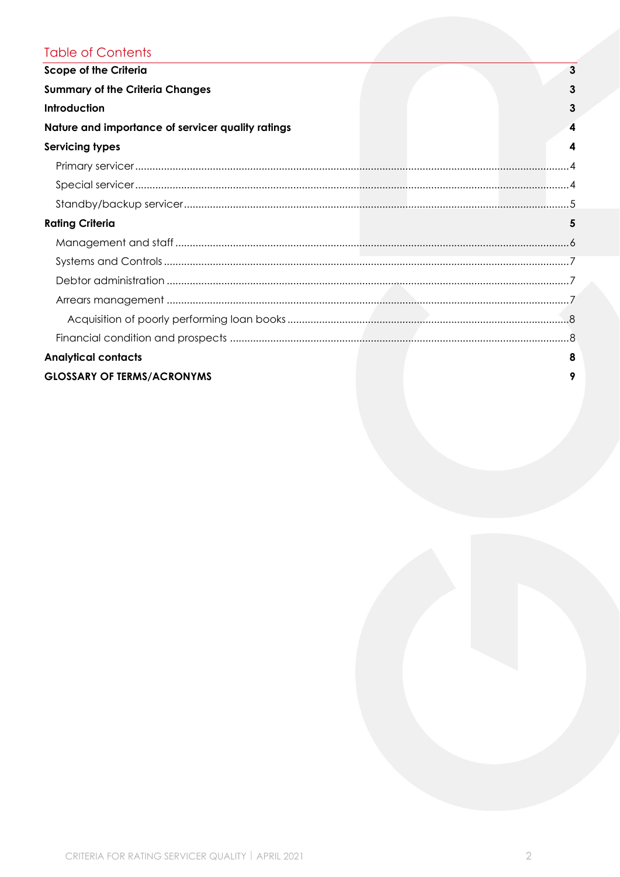## Table of Contents

**Scope of the Criteria** 3

**Summary of the Criteria Changes** 3

**Introduction** 3

**Nature and importance of servicer quality ratings** 4

**Servicing types** 4

- Primary servicer ... 4
- Special servicer ... 4
- Standby/backup servicer ... 5

**Rating Criteria** 5

- Management and staff ... 6
- Systems and Controls ... 7
- Debtor administration ... 7
- Arrears management ... 7
  - Acquisition of poorly performing loan books ... 8
- Financial condition and prospects ... 8

**Analytical contacts** 8

**GLOSSARY OF TERMS/ACRONYMS** 9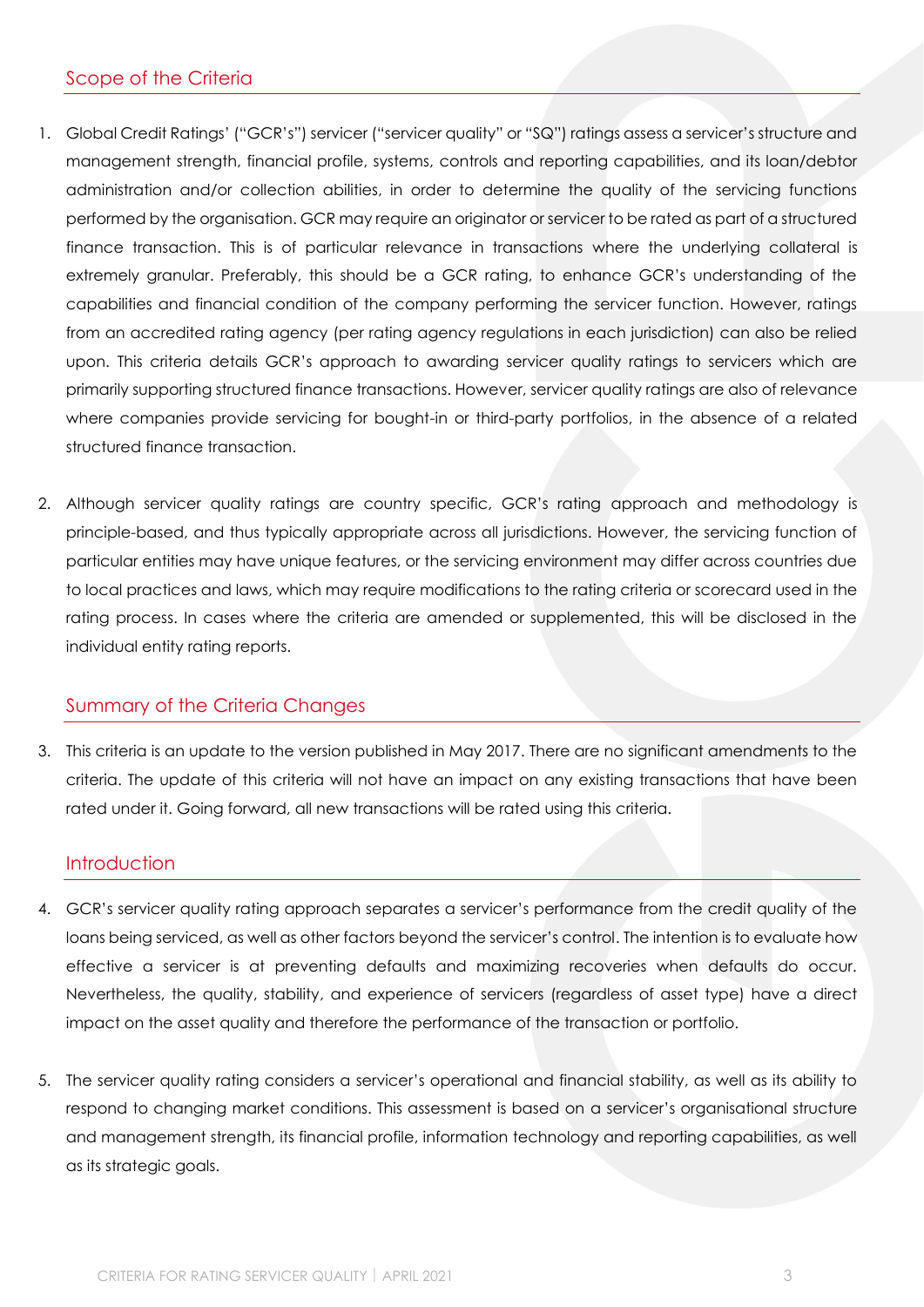## Scope of the Criteria

1. Global Credit Ratings' ("GCR's") servicer ("servicer quality" or "SQ") ratings assess a servicer's structure and management strength, financial profile, systems, controls and reporting capabilities, and its loan/debtor administration and/or collection abilities, in order to determine the quality of the servicing functions performed by the organisation. GCR may require an originator or servicer to be rated as part of a structured finance transaction. This is of particular relevance in transactions where the underlying collateral is extremely granular. Preferably, this should be a GCR rating, to enhance GCR's understanding of the capabilities and financial condition of the company performing the servicer function. However, ratings from an accredited rating agency (per rating agency regulations in each jurisdiction) can also be relied upon. This criteria details GCR's approach to awarding servicer quality ratings to servicers which are primarily supporting structured finance transactions. However, servicer quality ratings are also of relevance where companies provide servicing for bought-in or third-party portfolios, in the absence of a related structured finance transaction.

2. Although servicer quality ratings are country specific, GCR's rating approach and methodology is principle-based, and thus typically appropriate across all jurisdictions. However, the servicing function of particular entities may have unique features, or the servicing environment may differ across countries due to local practices and laws, which may require modifications to the rating criteria or scorecard used in the rating process. In cases where the criteria are amended or supplemented, this will be disclosed in the individual entity rating reports.

## Summary of the Criteria Changes

3. This criteria is an update to the version published in May 2017. There are no significant amendments to the criteria. The update of this criteria will not have an impact on any existing transactions that have been rated under it. Going forward, all new transactions will be rated using this criteria.

## Introduction

4. GCR's servicer quality rating approach separates a servicer's performance from the credit quality of the loans being serviced, as well as other factors beyond the servicer's control. The intention is to evaluate how effective a servicer is at preventing defaults and maximizing recoveries when defaults do occur. Nevertheless, the quality, stability, and experience of servicers (regardless of asset type) have a direct impact on the asset quality and therefore the performance of the transaction or portfolio.

5. The servicer quality rating considers a servicer's operational and financial stability, as well as its ability to respond to changing market conditions. This assessment is based on a servicer's organisational structure and management strength, its financial profile, information technology and reporting capabilities, as well as its strategic goals.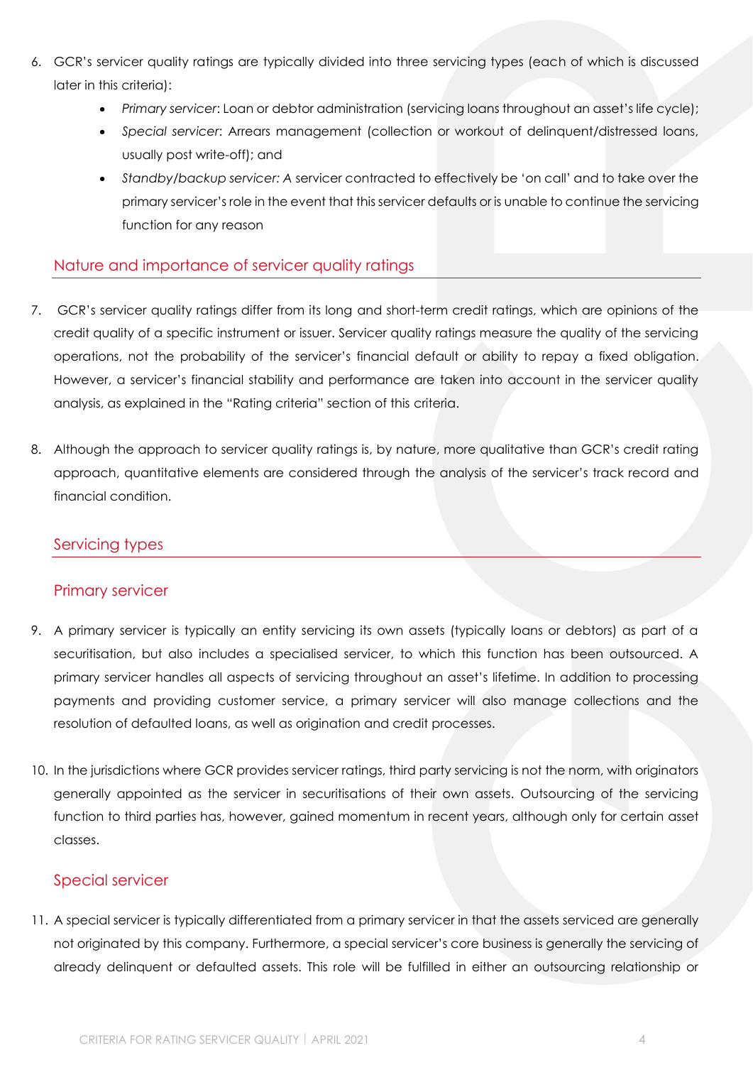6. GCR's servicer quality ratings are typically divided into three servicing types (each of which is discussed later in this criteria):
   - *Primary servicer*: Loan or debtor administration (servicing loans throughout an asset's life cycle);
   - *Special servicer*: Arrears management (collection or workout of delinquent/distressed loans, usually post write-off); and
   - *Standby/backup servicer: A* servicer contracted to effectively be 'on call' and to take over the primary servicer's role in the event that this servicer defaults or is unable to continue the servicing function for any reason

## Nature and importance of servicer quality ratings

7. GCR's servicer quality ratings differ from its long and short-term credit ratings, which are opinions of the credit quality of a specific instrument or issuer. Servicer quality ratings measure the quality of the servicing operations, not the probability of the servicer's financial default or ability to repay a fixed obligation. However, a servicer's financial stability and performance are taken into account in the servicer quality analysis, as explained in the "Rating criteria" section of this criteria.

8. Although the approach to servicer quality ratings is, by nature, more qualitative than GCR's credit rating approach, quantitative elements are considered through the analysis of the servicer's track record and financial condition.

## Servicing types

### Primary servicer

9. A primary servicer is typically an entity servicing its own assets (typically loans or debtors) as part of a securitisation, but also includes a specialised servicer, to which this function has been outsourced. A primary servicer handles all aspects of servicing throughout an asset's lifetime. In addition to processing payments and providing customer service, a primary servicer will also manage collections and the resolution of defaulted loans, as well as origination and credit processes.

10. In the jurisdictions where GCR provides servicer ratings, third party servicing is not the norm, with originators generally appointed as the servicer in securitisations of their own assets. Outsourcing of the servicing function to third parties has, however, gained momentum in recent years, although only for certain asset classes.

### Special servicer

11. A special servicer is typically differentiated from a primary servicer in that the assets serviced are generally not originated by this company. Furthermore, a special servicer's core business is generally the servicing of already delinquent or defaulted assets. This role will be fulfilled in either an outsourcing relationship or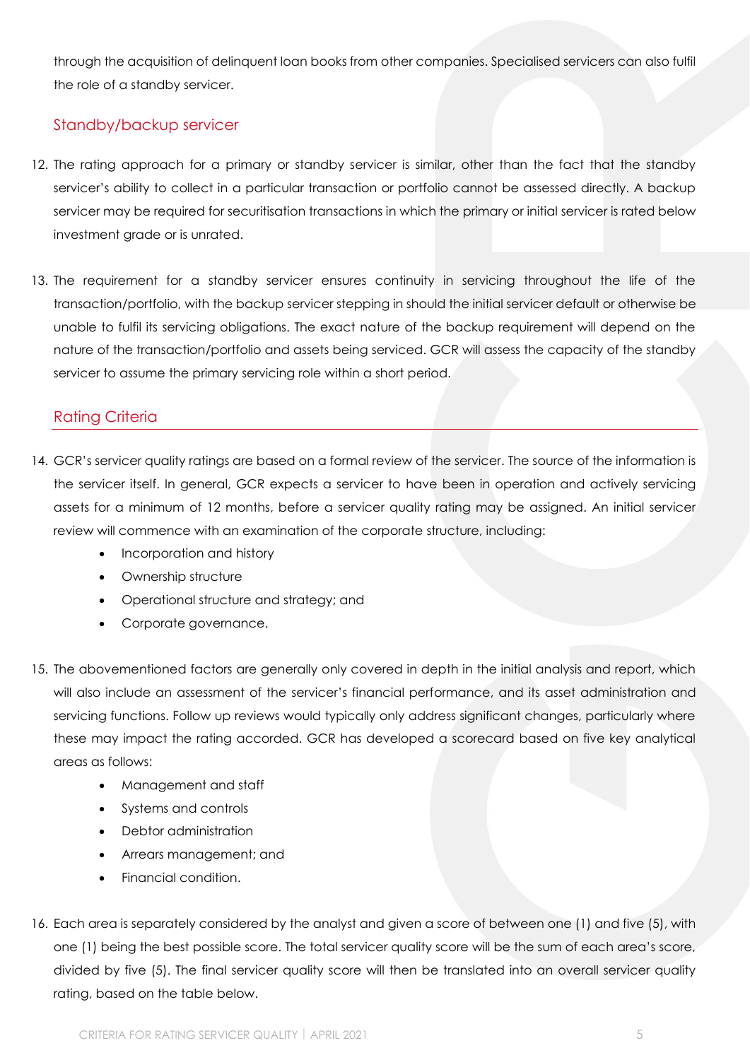through the acquisition of delinquent loan books from other companies. Specialised servicers can also fulfil the role of a standby servicer.

### Standby/backup servicer

12. The rating approach for a primary or standby servicer is similar, other than the fact that the standby servicer's ability to collect in a particular transaction or portfolio cannot be assessed directly. A backup servicer may be required for securitisation transactions in which the primary or initial servicer is rated below investment grade or is unrated.

13. The requirement for a standby servicer ensures continuity in servicing throughout the life of the transaction/portfolio, with the backup servicer stepping in should the initial servicer default or otherwise be unable to fulfil its servicing obligations. The exact nature of the backup requirement will depend on the nature of the transaction/portfolio and assets being serviced. GCR will assess the capacity of the standby servicer to assume the primary servicing role within a short period.

## Rating Criteria

14. GCR's servicer quality ratings are based on a formal review of the servicer. The source of the information is the servicer itself. In general, GCR expects a servicer to have been in operation and actively servicing assets for a minimum of 12 months, before a servicer quality rating may be assigned. An initial servicer review will commence with an examination of the corporate structure, including:
    - Incorporation and history
    - Ownership structure
    - Operational structure and strategy; and
    - Corporate governance.

15. The abovementioned factors are generally only covered in depth in the initial analysis and report, which will also include an assessment of the servicer's financial performance, and its asset administration and servicing functions. Follow up reviews would typically only address significant changes, particularly where these may impact the rating accorded. GCR has developed a scorecard based on five key analytical areas as follows:
    - Management and staff
    - Systems and controls
    - Debtor administration
    - Arrears management; and
    - Financial condition.

16. Each area is separately considered by the analyst and given a score of between one (1) and five (5), with one (1) being the best possible score. The total servicer quality score will be the sum of each area's score, divided by five (5). The final servicer quality score will then be translated into an overall servicer quality rating, based on the table below.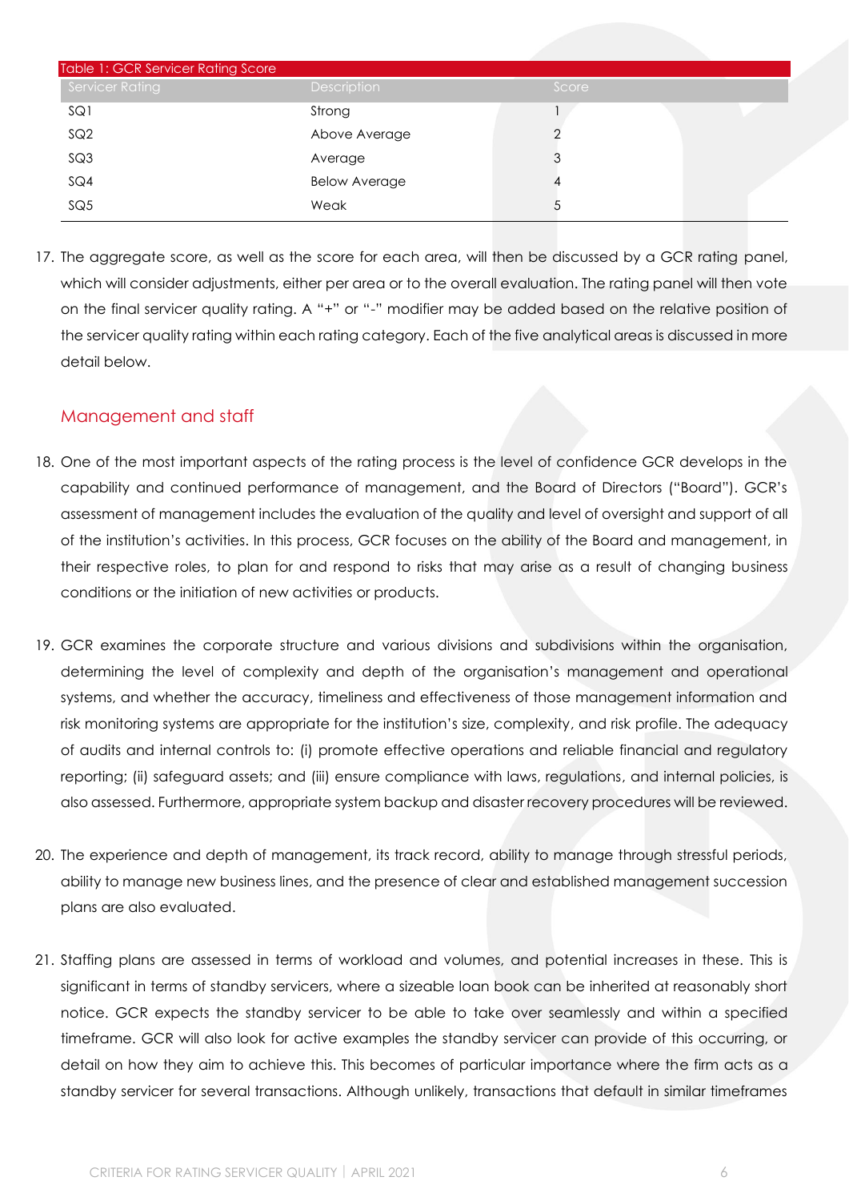Table 1: GCR Servicer Rating Score

| Servicer Rating | Description | Score |
|---|---|---|
| SQ1 | Strong | 1 |
| SQ2 | Above Average | 2 |
| SQ3 | Average | 3 |
| SQ4 | Below Average | 4 |
| SQ5 | Weak | 5 |

17. The aggregate score, as well as the score for each area, will then be discussed by a GCR rating panel, which will consider adjustments, either per area or to the overall evaluation. The rating panel will then vote on the final servicer quality rating. A "+" or "-" modifier may be added based on the relative position of the servicer quality rating within each rating category. Each of the five analytical areas is discussed in more detail below.

## Management and staff

18. One of the most important aspects of the rating process is the level of confidence GCR develops in the capability and continued performance of management, and the Board of Directors ("Board"). GCR's assessment of management includes the evaluation of the quality and level of oversight and support of all of the institution's activities. In this process, GCR focuses on the ability of the Board and management, in their respective roles, to plan for and respond to risks that may arise as a result of changing business conditions or the initiation of new activities or products.

19. GCR examines the corporate structure and various divisions and subdivisions within the organisation, determining the level of complexity and depth of the organisation's management and operational systems, and whether the accuracy, timeliness and effectiveness of those management information and risk monitoring systems are appropriate for the institution's size, complexity, and risk profile. The adequacy of audits and internal controls to: (i) promote effective operations and reliable financial and regulatory reporting; (ii) safeguard assets; and (iii) ensure compliance with laws, regulations, and internal policies, is also assessed. Furthermore, appropriate system backup and disaster recovery procedures will be reviewed.

20. The experience and depth of management, its track record, ability to manage through stressful periods, ability to manage new business lines, and the presence of clear and established management succession plans are also evaluated.

21. Staffing plans are assessed in terms of workload and volumes, and potential increases in these. This is significant in terms of standby servicers, where a sizeable loan book can be inherited at reasonably short notice. GCR expects the standby servicer to be able to take over seamlessly and within a specified timeframe. GCR will also look for active examples the standby servicer can provide of this occurring, or detail on how they aim to achieve this. This becomes of particular importance where the firm acts as a standby servicer for several transactions. Although unlikely, transactions that default in similar timeframes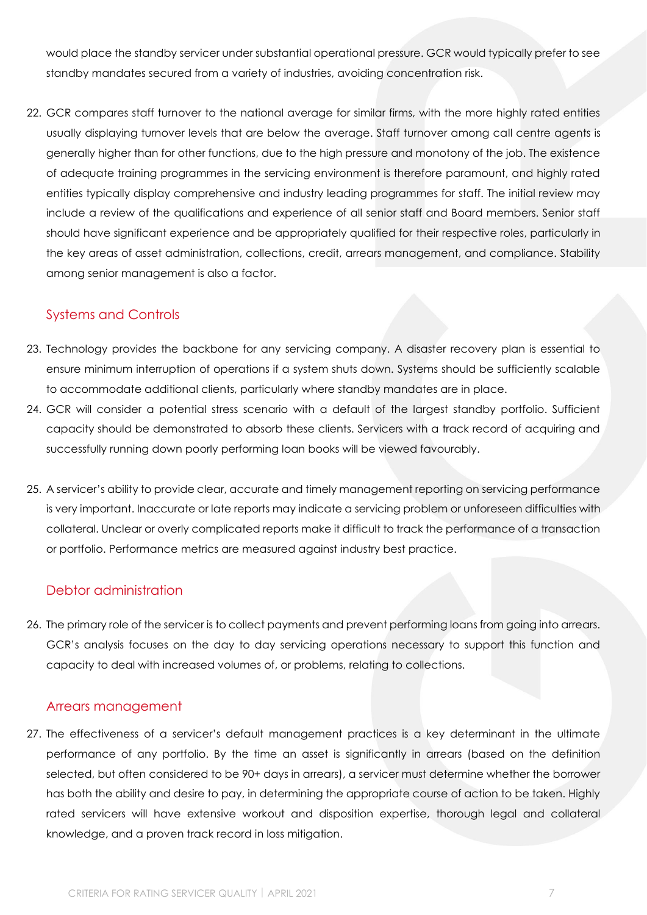would place the standby servicer under substantial operational pressure. GCR would typically prefer to see standby mandates secured from a variety of industries, avoiding concentration risk.

22. GCR compares staff turnover to the national average for similar firms, with the more highly rated entities usually displaying turnover levels that are below the average. Staff turnover among call centre agents is generally higher than for other functions, due to the high pressure and monotony of the job. The existence of adequate training programmes in the servicing environment is therefore paramount, and highly rated entities typically display comprehensive and industry leading programmes for staff. The initial review may include a review of the qualifications and experience of all senior staff and Board members. Senior staff should have significant experience and be appropriately qualified for their respective roles, particularly in the key areas of asset administration, collections, credit, arrears management, and compliance. Stability among senior management is also a factor.

## Systems and Controls

23. Technology provides the backbone for any servicing company. A disaster recovery plan is essential to ensure minimum interruption of operations if a system shuts down. Systems should be sufficiently scalable to accommodate additional clients, particularly where standby mandates are in place.
24. GCR will consider a potential stress scenario with a default of the largest standby portfolio. Sufficient capacity should be demonstrated to absorb these clients. Servicers with a track record of acquiring and successfully running down poorly performing loan books will be viewed favourably.

25. A servicer's ability to provide clear, accurate and timely management reporting on servicing performance is very important. Inaccurate or late reports may indicate a servicing problem or unforeseen difficulties with collateral. Unclear or overly complicated reports make it difficult to track the performance of a transaction or portfolio. Performance metrics are measured against industry best practice.

## Debtor administration

26. The primary role of the servicer is to collect payments and prevent performing loans from going into arrears. GCR's analysis focuses on the day to day servicing operations necessary to support this function and capacity to deal with increased volumes of, or problems, relating to collections.

## Arrears management

27. The effectiveness of a servicer's default management practices is a key determinant in the ultimate performance of any portfolio. By the time an asset is significantly in arrears (based on the definition selected, but often considered to be 90+ days in arrears), a servicer must determine whether the borrower has both the ability and desire to pay, in determining the appropriate course of action to be taken. Highly rated servicers will have extensive workout and disposition expertise, thorough legal and collateral knowledge, and a proven track record in loss mitigation.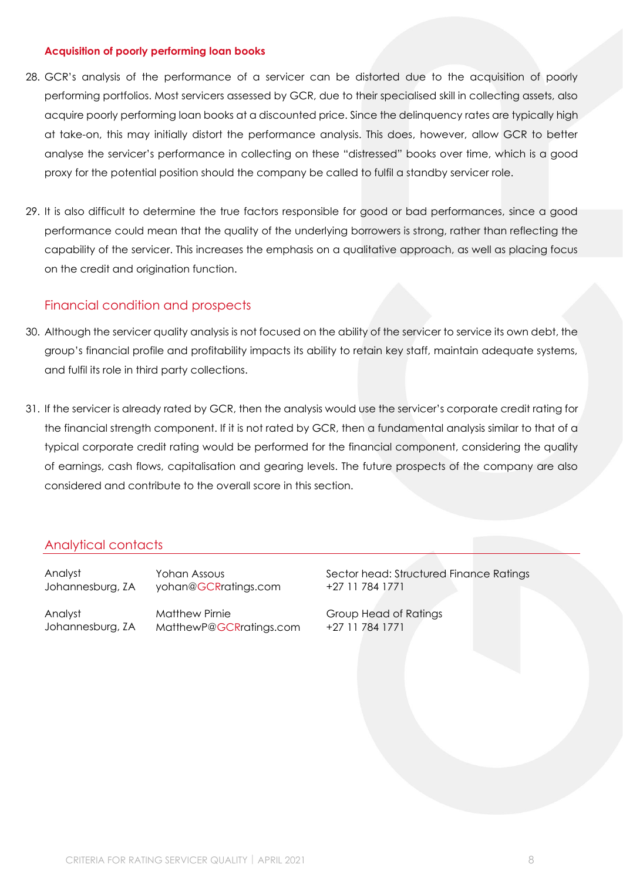**Acquisition of poorly performing loan books**

28. GCR's analysis of the performance of a servicer can be distorted due to the acquisition of poorly performing portfolios. Most servicers assessed by GCR, due to their specialised skill in collecting assets, also acquire poorly performing loan books at a discounted price. Since the delinquency rates are typically high at take-on, this may initially distort the performance analysis. This does, however, allow GCR to better analyse the servicer's performance in collecting on these "distressed" books over time, which is a good proxy for the potential position should the company be called to fulfil a standby servicer role.

29. It is also difficult to determine the true factors responsible for good or bad performances, since a good performance could mean that the quality of the underlying borrowers is strong, rather than reflecting the capability of the servicer. This increases the emphasis on a qualitative approach, as well as placing focus on the credit and origination function.

## Financial condition and prospects

30. Although the servicer quality analysis is not focused on the ability of the servicer to service its own debt, the group's financial profile and profitability impacts its ability to retain key staff, maintain adequate systems, and fulfil its role in third party collections.

31. If the servicer is already rated by GCR, then the analysis would use the servicer's corporate credit rating for the financial strength component. If it is not rated by GCR, then a fundamental analysis similar to that of a typical corporate credit rating would be performed for the financial component, considering the quality of earnings, cash flows, capitalisation and gearing levels. The future prospects of the company are also considered and contribute to the overall score in this section.

## Analytical contacts

| | | |
|---|---|---|
| Analyst<br>Johannesburg, ZA | Yohan Assous<br>yohan@GCRratings.com | Sector head: Structured Finance Ratings<br>+27 11 784 1771 |
| Analyst<br>Johannesburg, ZA | Matthew Pirnie<br>MatthewP@GCRratings.com | Group Head of Ratings<br>+27 11 784 1771 |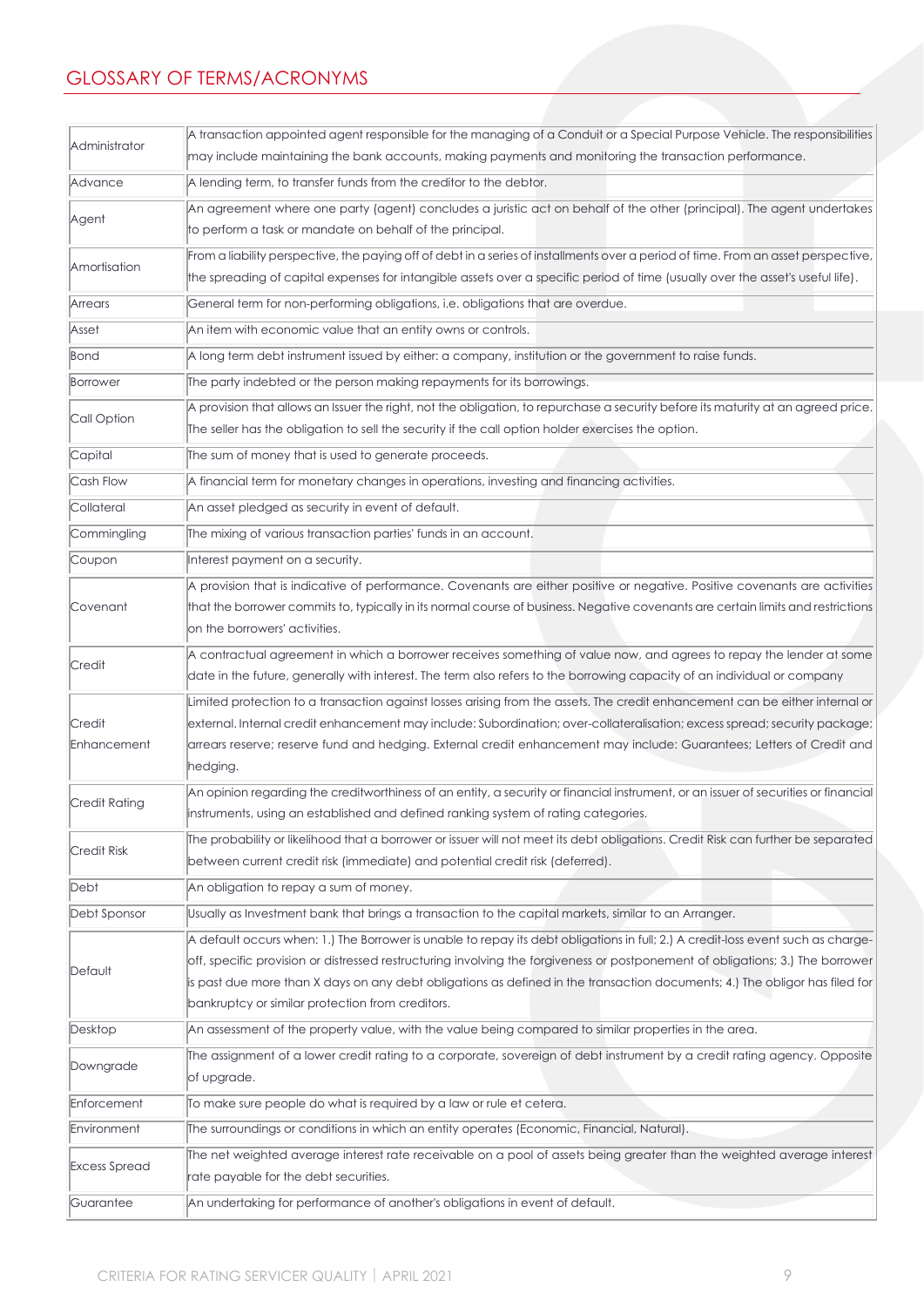## GLOSSARY OF TERMS/ACRONYMS

| | |
|---|---|
| Administrator | A transaction appointed agent responsible for the managing of a Conduit or a Special Purpose Vehicle. The responsibilities may include maintaining the bank accounts, making payments and monitoring the transaction performance. |
| Advance | A lending term, to transfer funds from the creditor to the debtor. |
| Agent | An agreement where one party (agent) concludes a juristic act on behalf of the other (principal). The agent undertakes to perform a task or mandate on behalf of the principal. |
| Amortisation | From a liability perspective, the paying off of debt in a series of installments over a period of time. From an asset perspective, the spreading of capital expenses for intangible assets over a specific period of time (usually over the asset's useful life). |
| Arrears | General term for non-performing obligations, i.e. obligations that are overdue. |
| Asset | An item with economic value that an entity owns or controls. |
| Bond | A long term debt instrument issued by either: a company, institution or the government to raise funds. |
| Borrower | The party indebted or the person making repayments for its borrowings. |
| Call Option | A provision that allows an Issuer the right, not the obligation, to repurchase a security before its maturity at an agreed price. The seller has the obligation to sell the security if the call option holder exercises the option. |
| Capital | The sum of money that is used to generate proceeds. |
| Cash Flow | A financial term for monetary changes in operations, investing and financing activities. |
| Collateral | An asset pledged as security in event of default. |
| Commingling | The mixing of various transaction parties' funds in an account. |
| Coupon | Interest payment on a security. |
| Covenant | A provision that is indicative of performance. Covenants are either positive or negative. Positive covenants are activities that the borrower commits to, typically in its normal course of business. Negative covenants are certain limits and restrictions on the borrowers' activities. |
| Credit | A contractual agreement in which a borrower receives something of value now, and agrees to repay the lender at some date in the future, generally with interest. The term also refers to the borrowing capacity of an individual or company |
| Credit Enhancement | Limited protection to a transaction against losses arising from the assets. The credit enhancement can be either internal or external. Internal credit enhancement may include: Subordination; over-collateralisation; excess spread; security package; arrears reserve; reserve fund and hedging. External credit enhancement may include: Guarantees; Letters of Credit and hedging. |
| Credit Rating | An opinion regarding the creditworthiness of an entity, a security or financial instrument, or an issuer of securities or financial instruments, using an established and defined ranking system of rating categories. |
| Credit Risk | The probability or likelihood that a borrower or issuer will not meet its debt obligations. Credit Risk can further be separated between current credit risk (immediate) and potential credit risk (deferred). |
| Debt | An obligation to repay a sum of money. |
| Debt Sponsor | Usually as Investment bank that brings a transaction to the capital markets, similar to an Arranger. |
| Default | A default occurs when: 1.) The Borrower is unable to repay its debt obligations in full; 2.) A credit-loss event such as charge-off, specific provision or distressed restructuring involving the forgiveness or postponement of obligations; 3.) The borrower is past due more than X days on any debt obligations as defined in the transaction documents; 4.) The obligor has filed for bankruptcy or similar protection from creditors. |
| Desktop | An assessment of the property value, with the value being compared to similar properties in the area. |
| Downgrade | The assignment of a lower credit rating to a corporate, sovereign of debt instrument by a credit rating agency. Opposite of upgrade. |
| Enforcement | To make sure people do what is required by a law or rule et cetera. |
| Environment | The surroundings or conditions in which an entity operates (Economic, Financial, Natural). |
| Excess Spread | The net weighted average interest rate receivable on a pool of assets being greater than the weighted average interest rate payable for the debt securities. |
| Guarantee | An undertaking for performance of another's obligations in event of default. |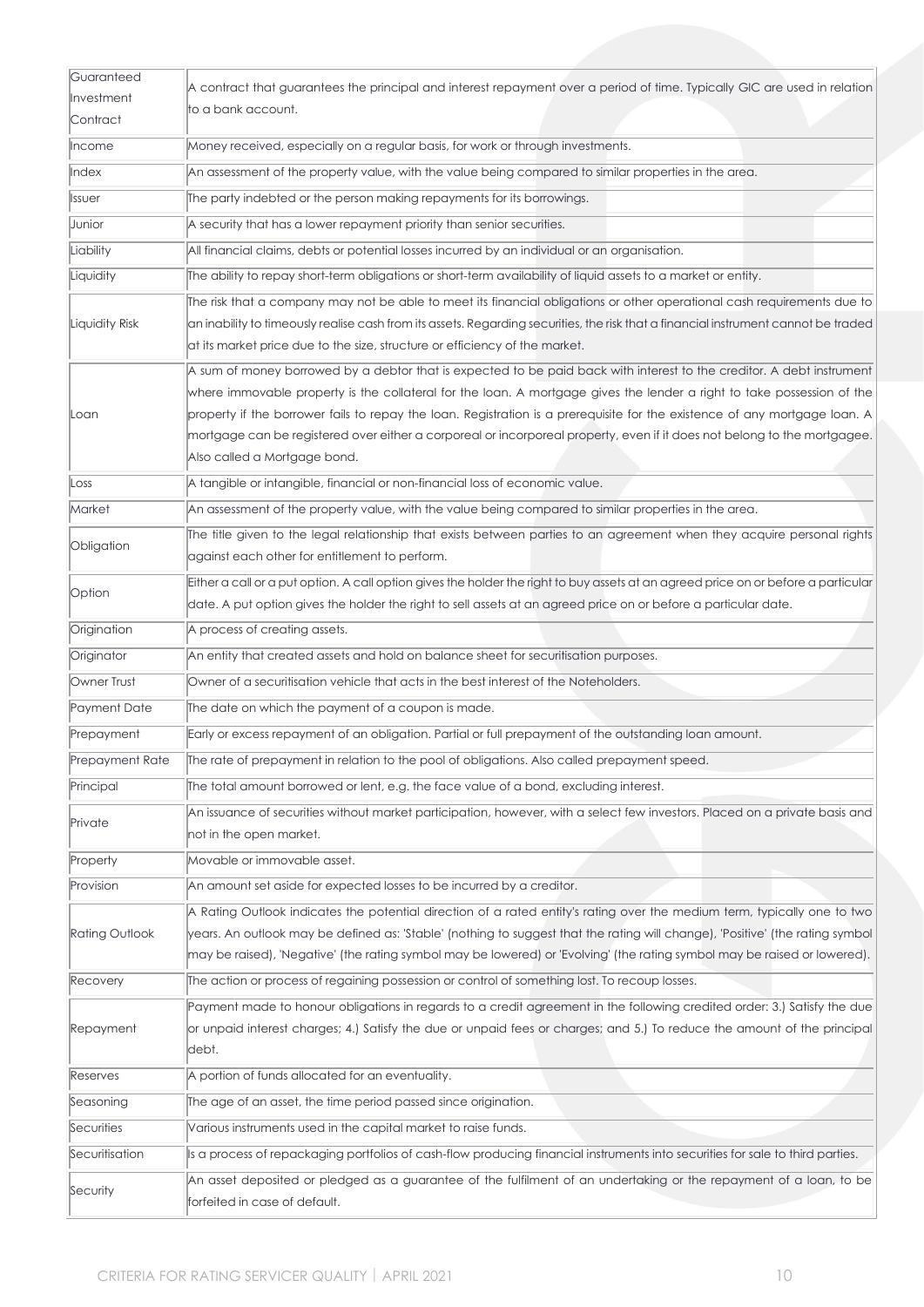| | |
|---|---|
| Guaranteed Investment Contract | A contract that guarantees the principal and interest repayment over a period of time. Typically GIC are used in relation to a bank account. |
| Income | Money received, especially on a regular basis, for work or through investments. |
| Index | An assessment of the property value, with the value being compared to similar properties in the area. |
| Issuer | The party indebted or the person making repayments for its borrowings. |
| Junior | A security that has a lower repayment priority than senior securities. |
| Liability | All financial claims, debts or potential losses incurred by an individual or an organisation. |
| Liquidity | The ability to repay short-term obligations or short-term availability of liquid assets to a market or entity. |
| Liquidity Risk | The risk that a company may not be able to meet its financial obligations or other operational cash requirements due to an inability to timeously realise cash from its assets. Regarding securities, the risk that a financial instrument cannot be traded at its market price due to the size, structure or efficiency of the market. |
| Loan | A sum of money borrowed by a debtor that is expected to be paid back with interest to the creditor. A debt instrument where immovable property is the collateral for the loan. A mortgage gives the lender a right to take possession of the property if the borrower fails to repay the loan. Registration is a prerequisite for the existence of any mortgage loan. A mortgage can be registered over either a corporeal or incorporeal property, even if it does not belong to the mortgagee. Also called a Mortgage bond. |
| Loss | A tangible or intangible, financial or non-financial loss of economic value. |
| Market | An assessment of the property value, with the value being compared to similar properties in the area. |
| Obligation | The title given to the legal relationship that exists between parties to an agreement when they acquire personal rights against each other for entitlement to perform. |
| Option | Either a call or a put option. A call option gives the holder the right to buy assets at an agreed price on or before a particular date. A put option gives the holder the right to sell assets at an agreed price on or before a particular date. |
| Origination | A process of creating assets. |
| Originator | An entity that created assets and hold on balance sheet for securitisation purposes. |
| Owner Trust | Owner of a securitisation vehicle that acts in the best interest of the Noteholders. |
| Payment Date | The date on which the payment of a coupon is made. |
| Prepayment | Early or excess repayment of an obligation. Partial or full prepayment of the outstanding loan amount. |
| Prepayment Rate | The rate of prepayment in relation to the pool of obligations. Also called prepayment speed. |
| Principal | The total amount borrowed or lent, e.g. the face value of a bond, excluding interest. |
| Private | An issuance of securities without market participation, however, with a select few investors. Placed on a private basis and not in the open market. |
| Property | Movable or immovable asset. |
| Provision | An amount set aside for expected losses to be incurred by a creditor. |
| Rating Outlook | A Rating Outlook indicates the potential direction of a rated entity's rating over the medium term, typically one to two years. An outlook may be defined as: 'Stable' (nothing to suggest that the rating will change), 'Positive' (the rating symbol may be raised), 'Negative' (the rating symbol may be lowered) or 'Evolving' (the rating symbol may be raised or lowered). |
| Recovery | The action or process of regaining possession or control of something lost. To recoup losses. |
| Repayment | Payment made to honour obligations in regards to a credit agreement in the following credited order: 3.) Satisfy the due or unpaid interest charges; 4.) Satisfy the due or unpaid fees or charges; and 5.) To reduce the amount of the principal debt. |
| Reserves | A portion of funds allocated for an eventuality. |
| Seasoning | The age of an asset, the time period passed since origination. |
| Securities | Various instruments used in the capital market to raise funds. |
| Securitisation | Is a process of repackaging portfolios of cash-flow producing financial instruments into securities for sale to third parties. |
| Security | An asset deposited or pledged as a guarantee of the fulfilment of an undertaking or the repayment of a loan, to be forfeited in case of default. |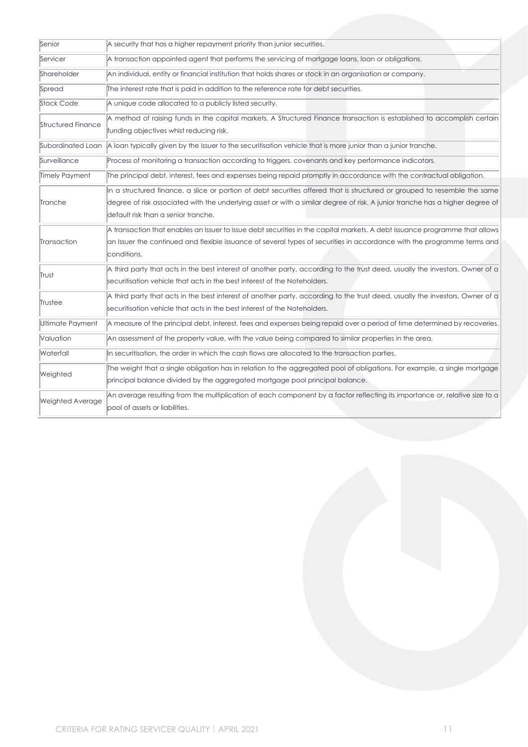| | |
|---|---|
| Senior | A security that has a higher repayment priority than junior securities. |
| Servicer | A transaction appointed agent that performs the servicing of mortgage loans, loan or obligations. |
| Shareholder | An individual, entity or financial institution that holds shares or stock in an organisation or company. |
| Spread | The interest rate that is paid in addition to the reference rate for debt securities. |
| Stock Code | A unique code allocated to a publicly listed security. |
| Structured Finance | A method of raising funds in the capital markets. A Structured Finance transaction is established to accomplish certain funding objectives whist reducing risk. |
| Subordinated Loan | A loan typically given by the Issuer to the securitisation vehicle that is more junior than a junior tranche. |
| Surveillance | Process of monitoring a transaction according to triggers, covenants and key performance indicators. |
| Timely Payment | The principal debt, interest, fees and expenses being repaid promptly in accordance with the contractual obligation. |
| Tranche | In a structured finance, a slice or portion of debt securities offered that is structured or grouped to resemble the same degree of risk associated with the underlying asset or with a similar degree of risk. A junior tranche has a higher degree of default risk than a senior tranche. |
| Transaction | A transaction that enables an Issuer to issue debt securities in the capital markets. A debt issuance programme that allows an Issuer the continued and flexible issuance of several types of securities in accordance with the programme terms and conditions. |
| Trust | A third party that acts in the best interest of another party, according to the trust deed, usually the investors. Owner of a securitisation vehicle that acts in the best interest of the Noteholders. |
| Trustee | A third party that acts in the best interest of another party, according to the trust deed, usually the investors. Owner of a securitisation vehicle that acts in the best interest of the Noteholders. |
| Ultimate Payment | A measure of the principal debt, interest, fees and expenses being repaid over a period of time determined by recoveries. |
| Valuation | An assessment of the property value, with the value being compared to similar properties in the area. |
| Waterfall | In securitisation, the order in which the cash flows are allocated to the transaction parties. |
| Weighted | The weight that a single obligation has in relation to the aggregated pool of obligations. For example, a single mortgage principal balance divided by the aggregated mortgage pool principal balance. |
| Weighted Average | An average resulting from the multiplication of each component by a factor reflecting its importance or, relative size to a pool of assets or liabilities. |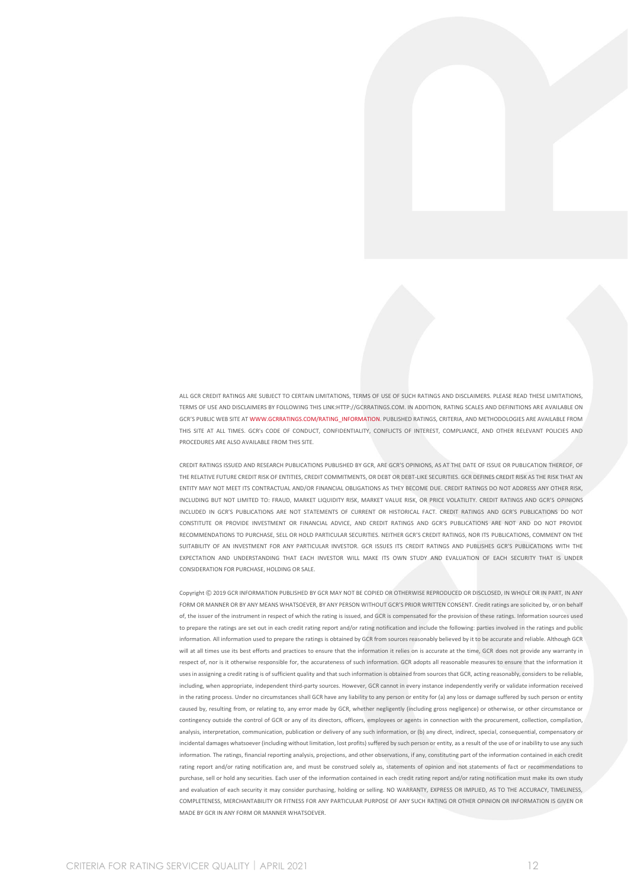ALL GCR CREDIT RATINGS ARE SUBJECT TO CERTAIN LIMITATIONS, TERMS OF USE OF SUCH RATINGS AND DISCLAIMERS. PLEASE READ THESE LIMITATIONS, TERMS OF USE AND DISCLAIMERS BY FOLLOWING THIS LINK:HTTP://GCRRATINGS.COM. IN ADDITION, RATING SCALES AND DEFINITIONS ARE AVAILABLE ON GCR'S PUBLIC WEB SITE AT WWW.GCRRATINGS.COM/RATING_INFORMATION. PUBLISHED RATINGS, CRITERIA, AND METHODOLOGIES ARE AVAILABLE FROM THIS SITE AT ALL TIMES. GCR's CODE OF CONDUCT, CONFIDENTIALITY, CONFLICTS OF INTEREST, COMPLIANCE, AND OTHER RELEVANT POLICIES AND PROCEDURES ARE ALSO AVAILABLE FROM THIS SITE.

CREDIT RATINGS ISSUED AND RESEARCH PUBLICATIONS PUBLISHED BY GCR, ARE GCR'S OPINIONS, AS AT THE DATE OF ISSUE OR PUBLICATION THEREOF, OF THE RELATIVE FUTURE CREDIT RISK OF ENTITIES, CREDIT COMMITMENTS, OR DEBT OR DEBT-LIKE SECURITIES. GCR DEFINES CREDIT RISK AS THE RISK THAT AN ENTITY MAY NOT MEET ITS CONTRACTUAL AND/OR FINANCIAL OBLIGATIONS AS THEY BECOME DUE. CREDIT RATINGS DO NOT ADDRESS ANY OTHER RISK, INCLUDING BUT NOT LIMITED TO: FRAUD, MARKET LIQUIDITY RISK, MARKET VALUE RISK, OR PRICE VOLATILITY. CREDIT RATINGS AND GCR'S OPINIONS INCLUDED IN GCR'S PUBLICATIONS ARE NOT STATEMENTS OF CURRENT OR HISTORICAL FACT. CREDIT RATINGS AND GCR'S PUBLICATIONS DO NOT CONSTITUTE OR PROVIDE INVESTMENT OR FINANCIAL ADVICE, AND CREDIT RATINGS AND GCR'S PUBLICATIONS ARE NOT AND DO NOT PROVIDE RECOMMENDATIONS TO PURCHASE, SELL OR HOLD PARTICULAR SECURITIES. NEITHER GCR'S CREDIT RATINGS, NOR ITS PUBLICATIONS, COMMENT ON THE SUITABILITY OF AN INVESTMENT FOR ANY PARTICULAR INVESTOR. GCR ISSUES ITS CREDIT RATINGS AND PUBLISHES GCR'S PUBLICATIONS WITH THE EXPECTATION AND UNDERSTANDING THAT EACH INVESTOR WILL MAKE ITS OWN STUDY AND EVALUATION OF EACH SECURITY THAT IS UNDER CONSIDERATION FOR PURCHASE, HOLDING OR SALE.

Copyright © 2019 GCR INFORMATION PUBLISHED BY GCR MAY NOT BE COPIED OR OTHERWISE REPRODUCED OR DISCLOSED, IN WHOLE OR IN PART, IN ANY FORM OR MANNER OR BY ANY MEANS WHATSOEVER, BY ANY PERSON WITHOUT GCR'S PRIOR WRITTEN CONSENT. Credit ratings are solicited by, or on behalf of, the issuer of the instrument in respect of which the rating is issued, and GCR is compensated for the provision of these ratings. Information sources used to prepare the ratings are set out in each credit rating report and/or rating notification and include the following: parties involved in the ratings and public information. All information used to prepare the ratings is obtained by GCR from sources reasonably believed by it to be accurate and reliable. Although GCR will at all times use its best efforts and practices to ensure that the information it relies on is accurate at the time, GCR does not provide any warranty in respect of, nor is it otherwise responsible for, the accurateness of such information. GCR adopts all reasonable measures to ensure that the information it uses in assigning a credit rating is of sufficient quality and that such information is obtained from sources that GCR, acting reasonably, considers to be reliable, including, when appropriate, independent third-party sources. However, GCR cannot in every instance independently verify or validate information received in the rating process. Under no circumstances shall GCR have any liability to any person or entity for (a) any loss or damage suffered by such person or entity caused by, resulting from, or relating to, any error made by GCR, whether negligently (including gross negligence) or otherwise, or other circumstance or contingency outside the control of GCR or any of its directors, officers, employees or agents in connection with the procurement, collection, compilation, analysis, interpretation, communication, publication or delivery of any such information, or (b) any direct, indirect, special, consequential, compensatory or incidental damages whatsoever (including without limitation, lost profits) suffered by such person or entity, as a result of the use of or inability to use any such information. The ratings, financial reporting analysis, projections, and other observations, if any, constituting part of the information contained in each credit rating report and/or rating notification are, and must be construed solely as, statements of opinion and not statements of fact or recommendations to purchase, sell or hold any securities. Each user of the information contained in each credit rating report and/or rating notification must make its own study and evaluation of each security it may consider purchasing, holding or selling. NO WARRANTY, EXPRESS OR IMPLIED, AS TO THE ACCURACY, TIMELINESS, COMPLETENESS, MERCHANTABILITY OR FITNESS FOR ANY PARTICULAR PURPOSE OF ANY SUCH RATING OR OTHER OPINION OR INFORMATION IS GIVEN OR MADE BY GCR IN ANY FORM OR MANNER WHATSOEVER.